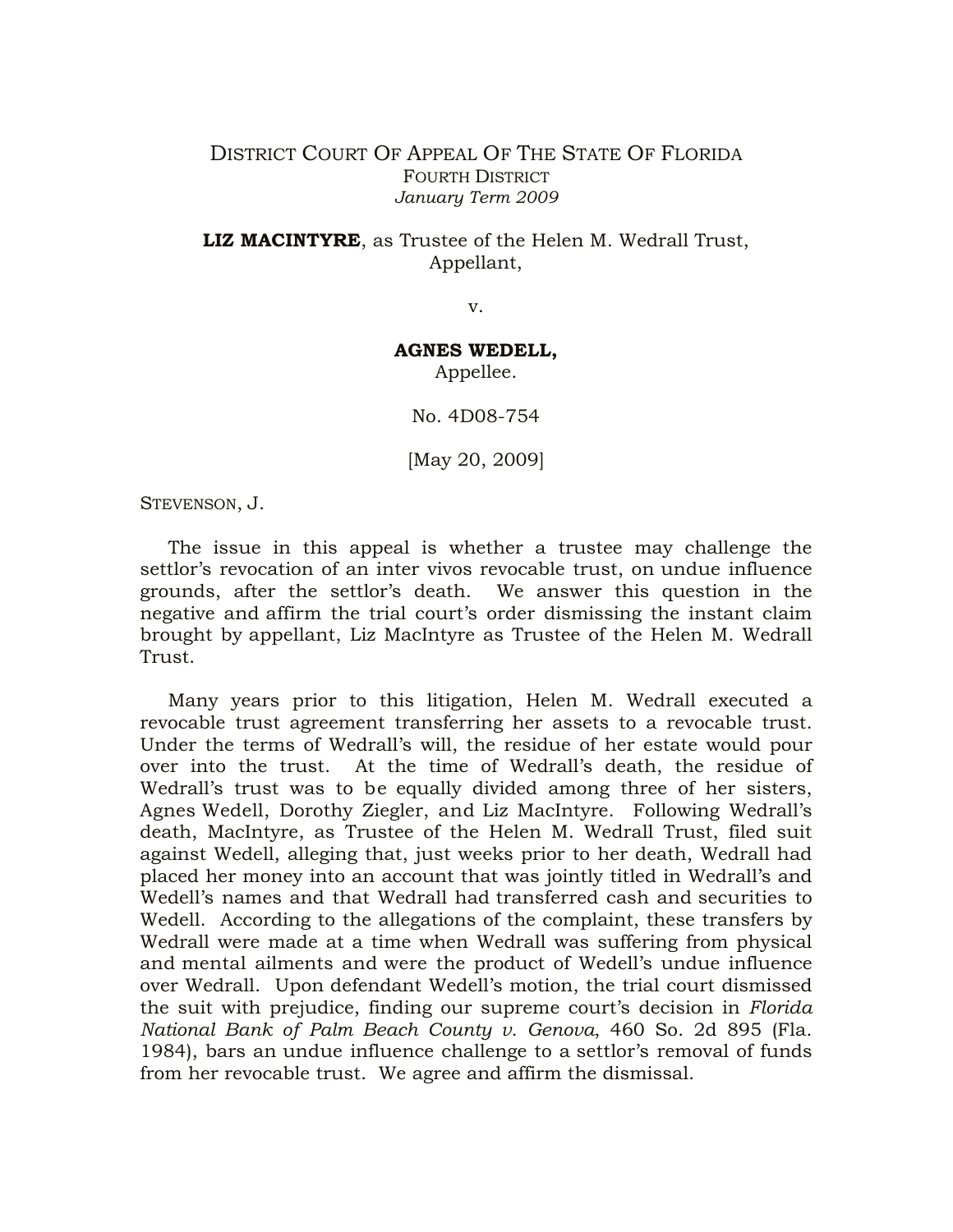DISTRICT COURT OF APPEAL OF THE STATE OF FLORIDA
FOURTH DISTRICT
*January Term 2009*

**LIZ MACINTYRE**, as Trustee of the Helen M. Wedrall Trust,
Appellant,

v.

**AGNES WEDELL,**
Appellee.

No. 4D08-754

[May 20, 2009]

STEVENSON, J.

The issue in this appeal is whether a trustee may challenge the settlor's revocation of an inter vivos revocable trust, on undue influence grounds, after the settlor's death. We answer this question in the negative and affirm the trial court's order dismissing the instant claim brought by appellant, Liz MacIntyre as Trustee of the Helen M. Wedrall Trust.

Many years prior to this litigation, Helen M. Wedrall executed a revocable trust agreement transferring her assets to a revocable trust. Under the terms of Wedrall's will, the residue of her estate would pour over into the trust. At the time of Wedrall's death, the residue of Wedrall's trust was to be equally divided among three of her sisters, Agnes Wedell, Dorothy Ziegler, and Liz MacIntyre. Following Wedrall's death, MacIntyre, as Trustee of the Helen M. Wedrall Trust, filed suit against Wedell, alleging that, just weeks prior to her death, Wedrall had placed her money into an account that was jointly titled in Wedrall's and Wedell's names and that Wedrall had transferred cash and securities to Wedell. According to the allegations of the complaint, these transfers by Wedrall were made at a time when Wedrall was suffering from physical and mental ailments and were the product of Wedell's undue influence over Wedrall. Upon defendant Wedell's motion, the trial court dismissed the suit with prejudice, finding our supreme court's decision in *Florida National Bank of Palm Beach County v. Genova*, 460 So. 2d 895 (Fla. 1984), bars an undue influence challenge to a settlor's removal of funds from her revocable trust. We agree and affirm the dismissal.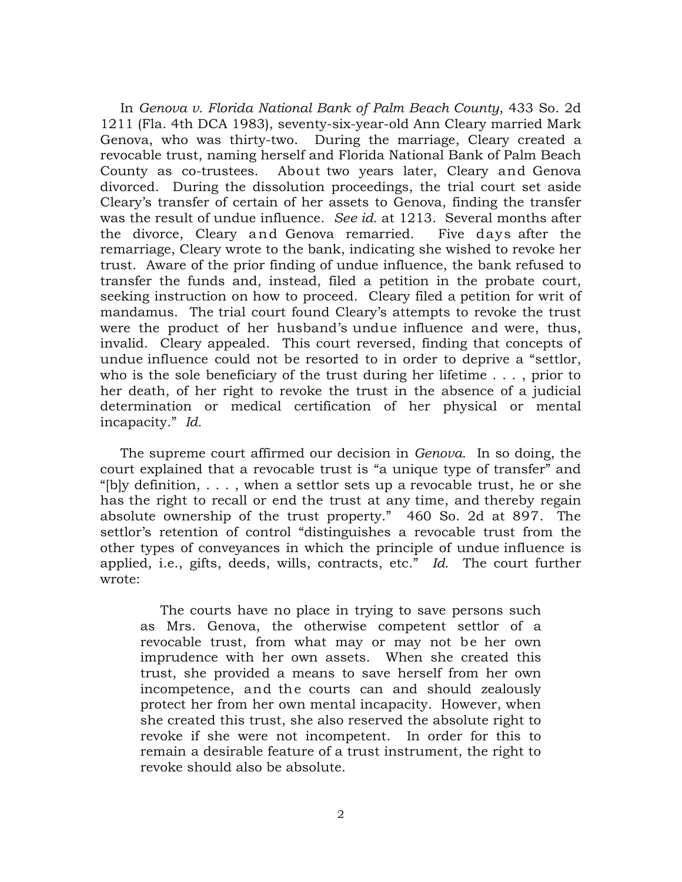In *Genova v. Florida National Bank of Palm Beach County*, 433 So. 2d 1211 (Fla. 4th DCA 1983), seventy-six-year-old Ann Cleary married Mark Genova, who was thirty-two. During the marriage, Cleary created a revocable trust, naming herself and Florida National Bank of Palm Beach County as co-trustees. About two years later, Cleary and Genova divorced. During the dissolution proceedings, the trial court set aside Cleary's transfer of certain of her assets to Genova, finding the transfer was the result of undue influence. *See id.* at 1213. Several months after the divorce, Cleary and Genova remarried. Five days after the remarriage, Cleary wrote to the bank, indicating she wished to revoke her trust. Aware of the prior finding of undue influence, the bank refused to transfer the funds and, instead, filed a petition in the probate court, seeking instruction on how to proceed. Cleary filed a petition for writ of mandamus. The trial court found Cleary's attempts to revoke the trust were the product of her husband's undue influence and were, thus, invalid. Cleary appealed. This court reversed, finding that concepts of undue influence could not be resorted to in order to deprive a "settlor, who is the sole beneficiary of the trust during her lifetime . . . , prior to her death, of her right to revoke the trust in the absence of a judicial determination or medical certification of her physical or mental incapacity." *Id.*

The supreme court affirmed our decision in *Genova*. In so doing, the court explained that a revocable trust is "a unique type of transfer" and "[b]y definition, . . . , when a settlor sets up a revocable trust, he or she has the right to recall or end the trust at any time, and thereby regain absolute ownership of the trust property." 460 So. 2d at 897. The settlor's retention of control "distinguishes a revocable trust from the other types of conveyances in which the principle of undue influence is applied, i.e., gifts, deeds, wills, contracts, etc." *Id.* The court further wrote:

> The courts have no place in trying to save persons such as Mrs. Genova, the otherwise competent settlor of a revocable trust, from what may or may not be her own imprudence with her own assets. When she created this trust, she provided a means to save herself from her own incompetence, and the courts can and should zealously protect her from her own mental incapacity. However, when she created this trust, she also reserved the absolute right to revoke if she were not incompetent. In order for this to remain a desirable feature of a trust instrument, the right to revoke should also be absolute.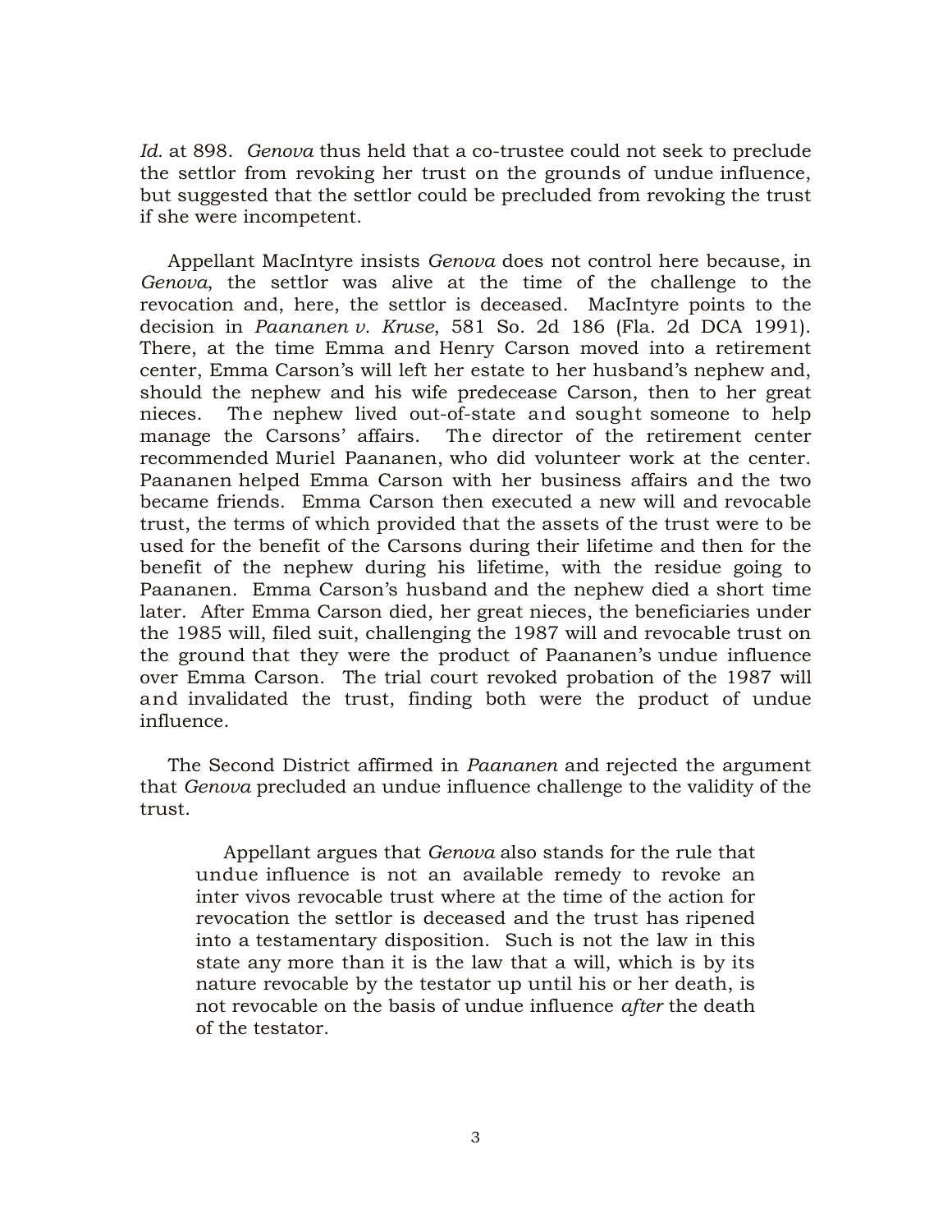*Id.* at 898. *Genova* thus held that a co-trustee could not seek to preclude the settlor from revoking her trust on the grounds of undue influence, but suggested that the settlor could be precluded from revoking the trust if she were incompetent.

Appellant MacIntyre insists *Genova* does not control here because, in *Genova*, the settlor was alive at the time of the challenge to the revocation and, here, the settlor is deceased. MacIntyre points to the decision in *Paananen v. Kruse*, 581 So. 2d 186 (Fla. 2d DCA 1991). There, at the time Emma and Henry Carson moved into a retirement center, Emma Carson's will left her estate to her husband's nephew and, should the nephew and his wife predecease Carson, then to her great nieces. The nephew lived out-of-state and sought someone to help manage the Carsons' affairs. The director of the retirement center recommended Muriel Paananen, who did volunteer work at the center. Paananen helped Emma Carson with her business affairs and the two became friends. Emma Carson then executed a new will and revocable trust, the terms of which provided that the assets of the trust were to be used for the benefit of the Carsons during their lifetime and then for the benefit of the nephew during his lifetime, with the residue going to Paananen. Emma Carson's husband and the nephew died a short time later. After Emma Carson died, her great nieces, the beneficiaries under the 1985 will, filed suit, challenging the 1987 will and revocable trust on the ground that they were the product of Paananen's undue influence over Emma Carson. The trial court revoked probation of the 1987 will and invalidated the trust, finding both were the product of undue influence.

The Second District affirmed in *Paananen* and rejected the argument that *Genova* precluded an undue influence challenge to the validity of the trust.

> Appellant argues that *Genova* also stands for the rule that undue influence is not an available remedy to revoke an inter vivos revocable trust where at the time of the action for revocation the settlor is deceased and the trust has ripened into a testamentary disposition. Such is not the law in this state any more than it is the law that a will, which is by its nature revocable by the testator up until his or her death, is not revocable on the basis of undue influence *after* the death of the testator.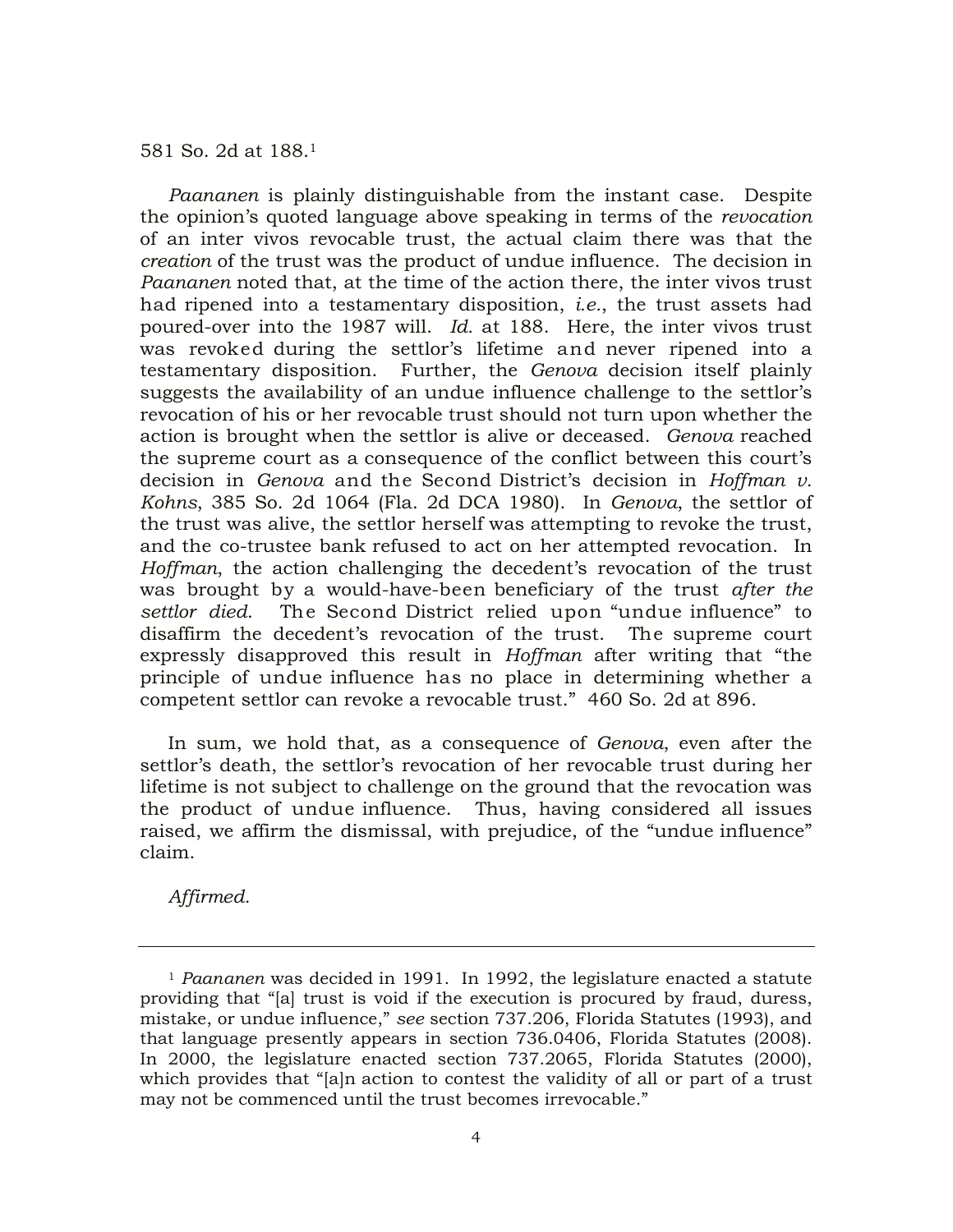581 So. 2d at 188.[1]

*Paananen* is plainly distinguishable from the instant case. Despite the opinion's quoted language above speaking in terms of the *revocation* of an inter vivos revocable trust, the actual claim there was that the *creation* of the trust was the product of undue influence. The decision in *Paananen* noted that, at the time of the action there, the inter vivos trust had ripened into a testamentary disposition, *i.e.*, the trust assets had poured-over into the 1987 will. *Id.* at 188. Here, the inter vivos trust was revoked during the settlor's lifetime and never ripened into a testamentary disposition. Further, the *Genova* decision itself plainly suggests the availability of an undue influence challenge to the settlor's revocation of his or her revocable trust should not turn upon whether the action is brought when the settlor is alive or deceased. *Genova* reached the supreme court as a consequence of the conflict between this court's decision in *Genova* and the Second District's decision in *Hoffman v. Kohns*, 385 So. 2d 1064 (Fla. 2d DCA 1980). In *Genova*, the settlor of the trust was alive, the settlor herself was attempting to revoke the trust, and the co-trustee bank refused to act on her attempted revocation. In *Hoffman*, the action challenging the decedent's revocation of the trust was brought by a would-have-been beneficiary of the trust *after the settlor died*. The Second District relied upon "undue influence" to disaffirm the decedent's revocation of the trust. The supreme court expressly disapproved this result in *Hoffman* after writing that "the principle of undue influence has no place in determining whether a competent settlor can revoke a revocable trust." 460 So. 2d at 896.

In sum, we hold that, as a consequence of *Genova*, even after the settlor's death, the settlor's revocation of her revocable trust during her lifetime is not subject to challenge on the ground that the revocation was the product of undue influence. Thus, having considered all issues raised, we affirm the dismissal, with prejudice, of the "undue influence" claim.

*Affirmed.*

---

[1] *Paananen* was decided in 1991. In 1992, the legislature enacted a statute providing that "[a] trust is void if the execution is procured by fraud, duress, mistake, or undue influence," *see* section 737.206, Florida Statutes (1993), and that language presently appears in section 736.0406, Florida Statutes (2008). In 2000, the legislature enacted section 737.2065, Florida Statutes (2000), which provides that "[a]n action to contest the validity of all or part of a trust may not be commenced until the trust becomes irrevocable."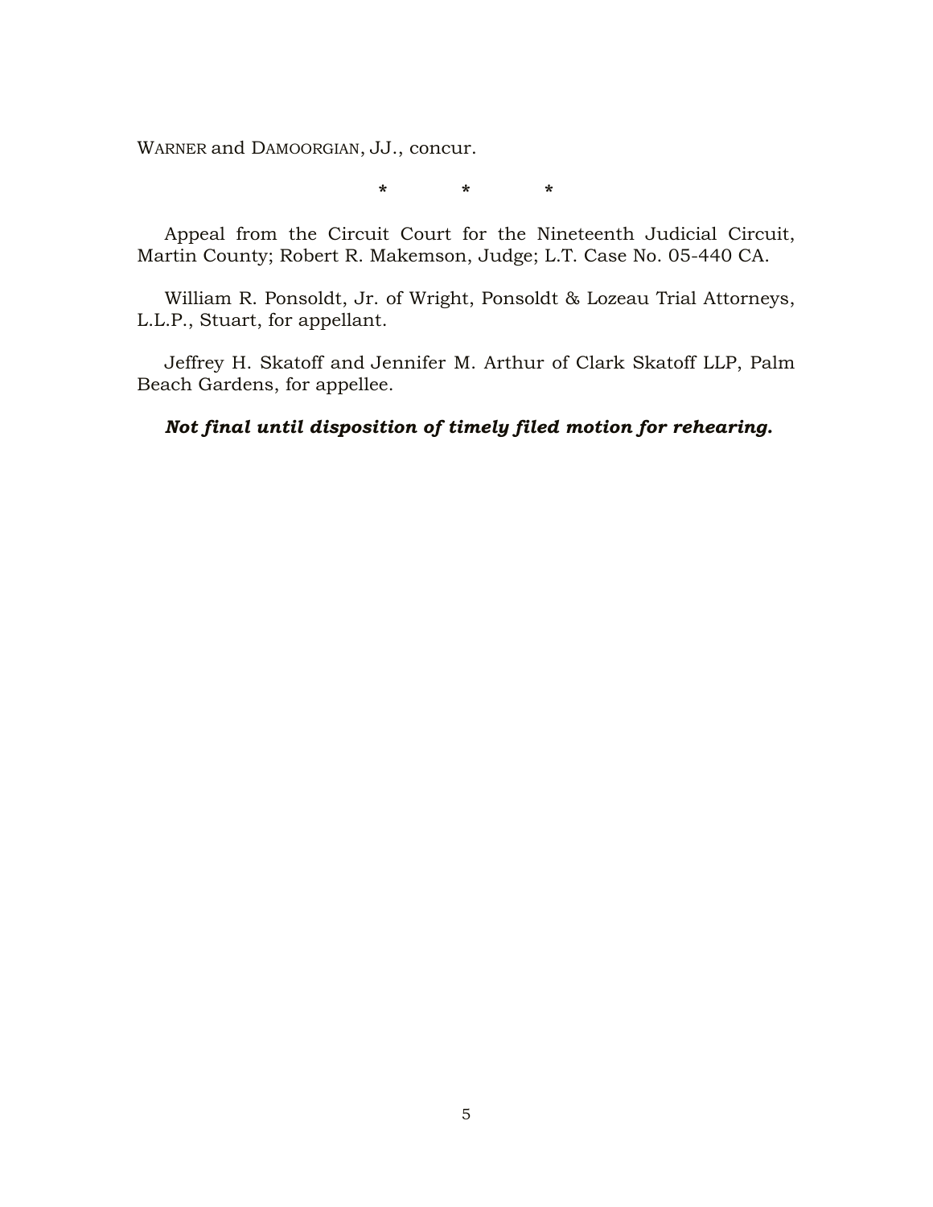WARNER and DAMOORGIAN, JJ., concur.

\*            \*            \*

Appeal from the Circuit Court for the Nineteenth Judicial Circuit, Martin County; Robert R. Makemson, Judge; L.T. Case No. 05-440 CA.

William R. Ponsoldt, Jr. of Wright, Ponsoldt & Lozeau Trial Attorneys, L.L.P., Stuart, for appellant.

Jeffrey H. Skatoff and Jennifer M. Arthur of Clark Skatoff LLP, Palm Beach Gardens, for appellee.

***Not final until disposition of timely filed motion for rehearing.***